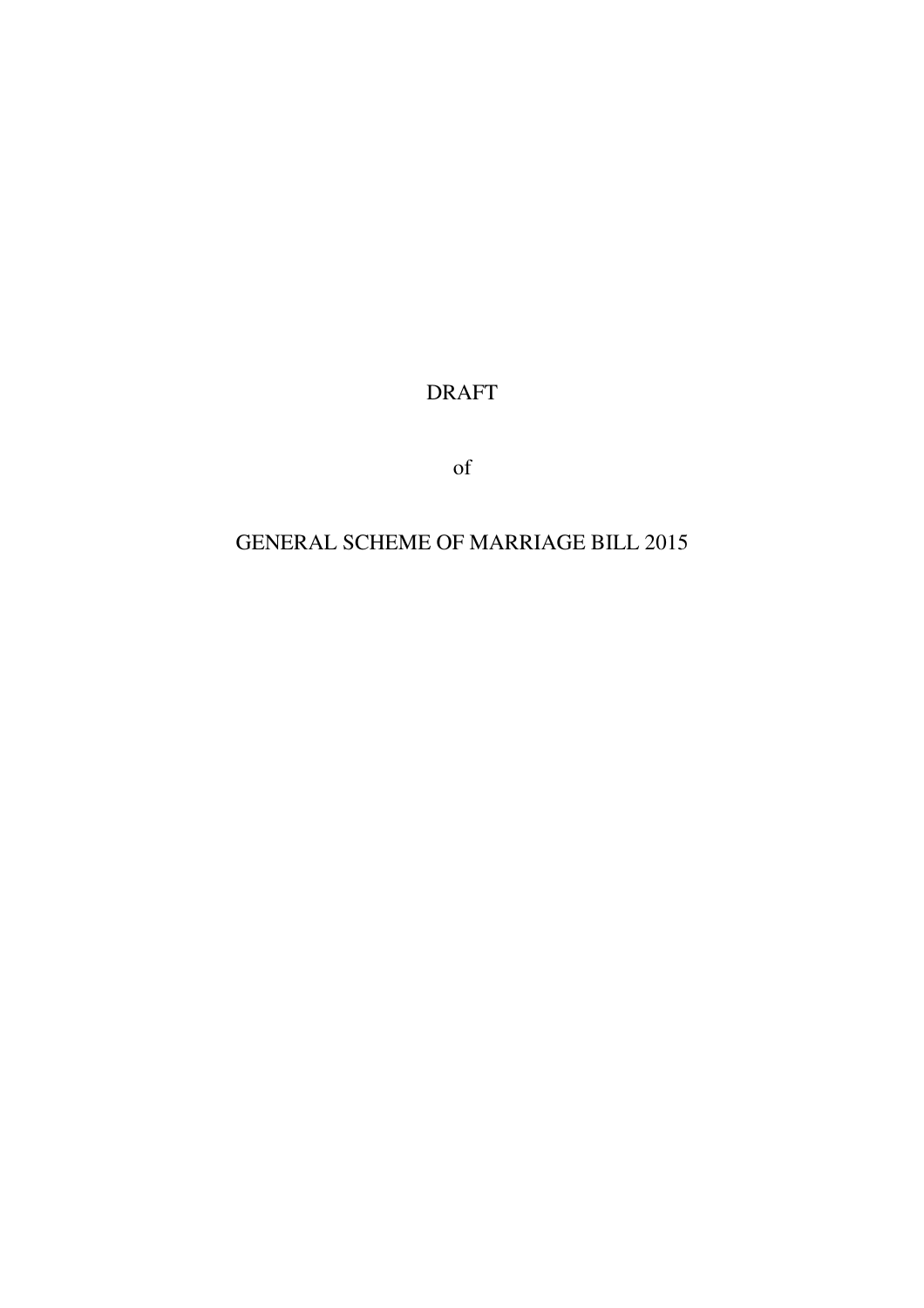DRAFT

of

GENERAL SCHEME OF MARRIAGE BILL 2015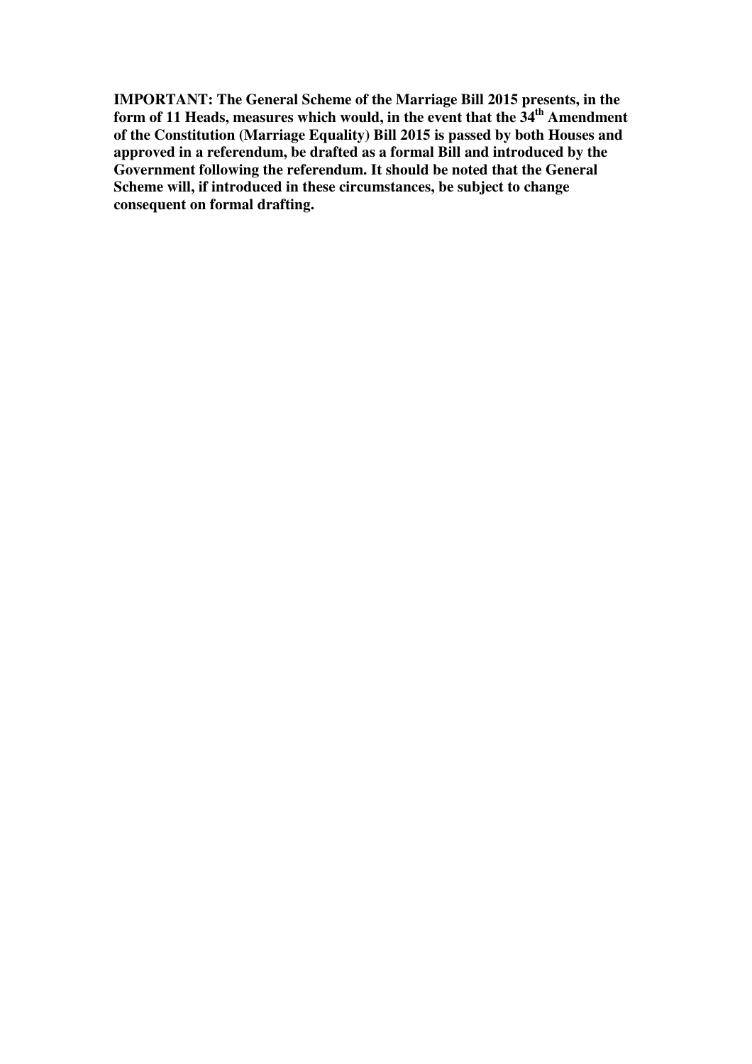**IMPORTANT: The General Scheme of the Marriage Bill 2015 presents, in the form of 11 Heads, measures which would, in the event that the 34th Amendment of the Constitution (Marriage Equality) Bill 2015 is passed by both Houses and approved in a referendum, be drafted as a formal Bill and introduced by the Government following the referendum. It should be noted that the General Scheme will, if introduced in these circumstances, be subject to change consequent on formal drafting.**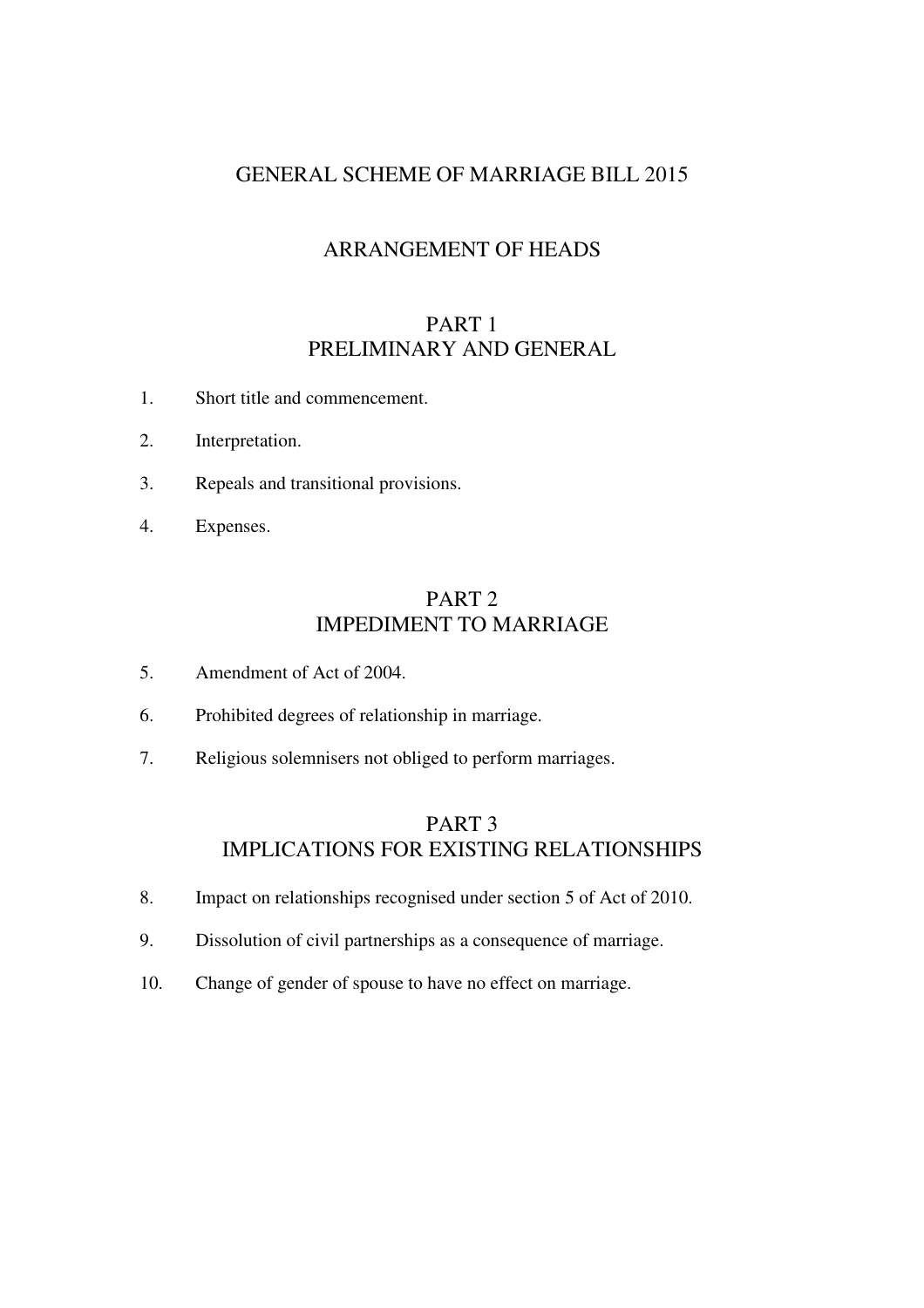# GENERAL SCHEME OF MARRIAGE BILL 2015

## ARRANGEMENT OF HEADS

## PART 1
## PRELIMINARY AND GENERAL

1. Short title and commencement.

2. Interpretation.

3. Repeals and transitional provisions.

4. Expenses.

## PART 2
## IMPEDIMENT TO MARRIAGE

5. Amendment of Act of 2004.

6. Prohibited degrees of relationship in marriage.

7. Religious solemnisers not obliged to perform marriages.

## PART 3
## IMPLICATIONS FOR EXISTING RELATIONSHIPS

8. Impact on relationships recognised under section 5 of Act of 2010.

9. Dissolution of civil partnerships as a consequence of marriage.

10. Change of gender of spouse to have no effect on marriage.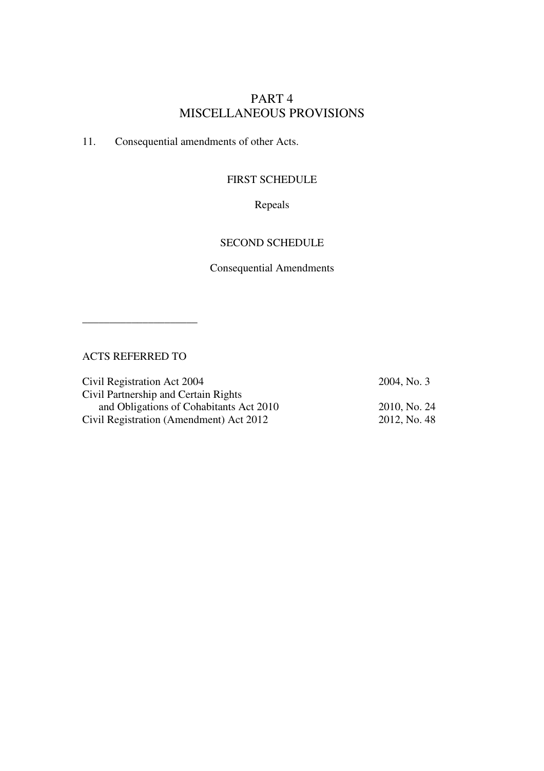## PART 4
## MISCELLANEOUS PROVISIONS

11. Consequential amendments of other Acts.

FIRST SCHEDULE

Repeals

SECOND SCHEDULE

Consequential Amendments

---

ACTS REFERRED TO

| | |
|---|---|
| Civil Registration Act 2004 | 2004, No. 3 |
| Civil Partnership and Certain Rights and Obligations of Cohabitants Act 2010 | 2010, No. 24 |
| Civil Registration (Amendment) Act 2012 | 2012, No. 48 |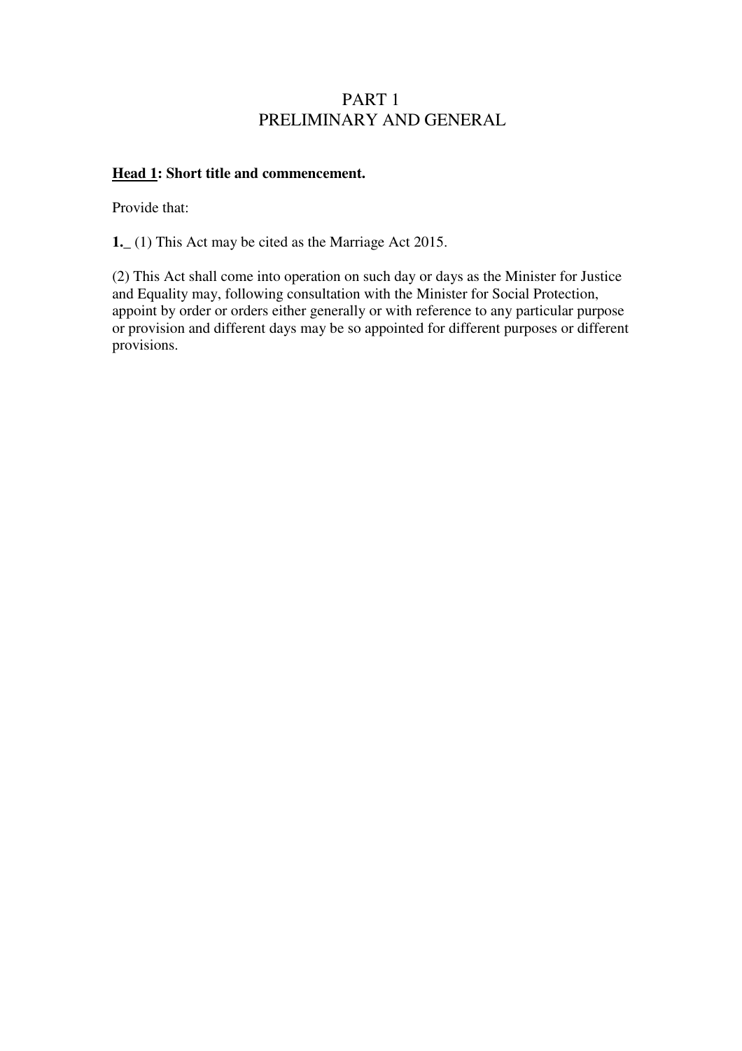# PART 1
# PRELIMINARY AND GENERAL

**<u>Head 1</u>: Short title and commencement.**

Provide that:

**1.**_ (1) This Act may be cited as the Marriage Act 2015.

(2) This Act shall come into operation on such day or days as the Minister for Justice and Equality may, following consultation with the Minister for Social Protection, appoint by order or orders either generally or with reference to any particular purpose or provision and different days may be so appointed for different purposes or different provisions.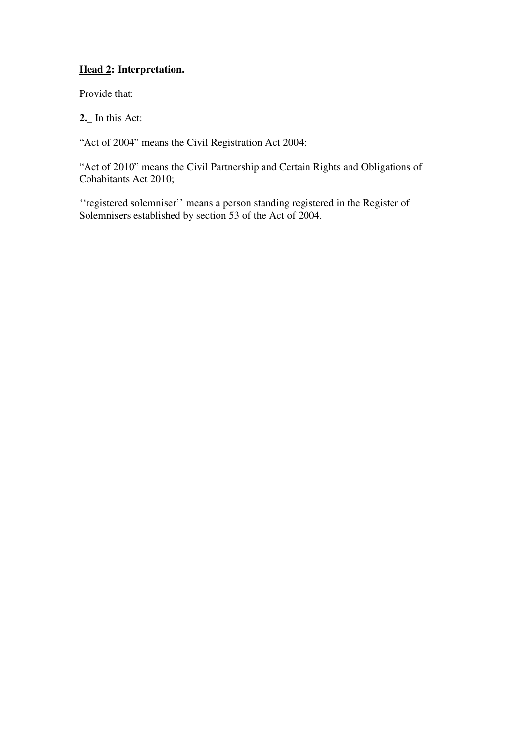**<u>Head 2</u>: Interpretation.**

Provide that:

**2.**_ In this Act:

"Act of 2004" means the Civil Registration Act 2004;

"Act of 2010" means the Civil Partnership and Certain Rights and Obligations of Cohabitants Act 2010;

''registered solemniser'' means a person standing registered in the Register of Solemnisers established by section 53 of the Act of 2004.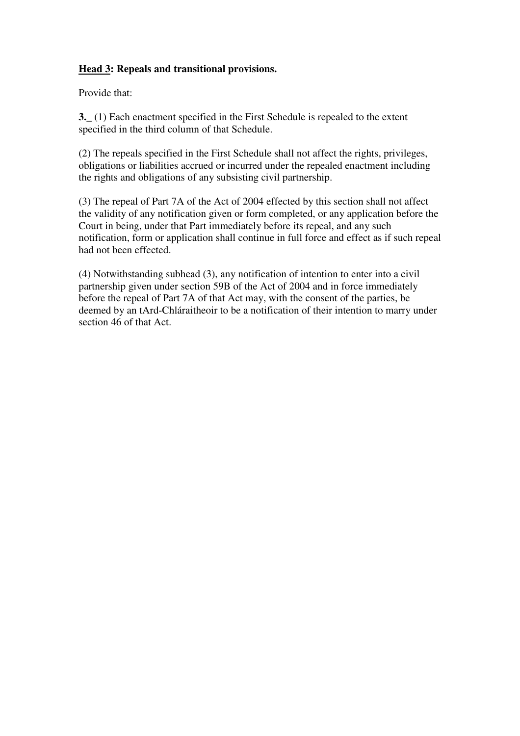**<u>Head 3</u>: Repeals and transitional provisions.**

Provide that:

**3.**_ (1) Each enactment specified in the First Schedule is repealed to the extent specified in the third column of that Schedule.

(2) The repeals specified in the First Schedule shall not affect the rights, privileges, obligations or liabilities accrued or incurred under the repealed enactment including the rights and obligations of any subsisting civil partnership.

(3) The repeal of Part 7A of the Act of 2004 effected by this section shall not affect the validity of any notification given or form completed, or any application before the Court in being, under that Part immediately before its repeal, and any such notification, form or application shall continue in full force and effect as if such repeal had not been effected.

(4) Notwithstanding subhead (3), any notification of intention to enter into a civil partnership given under section 59B of the Act of 2004 and in force immediately before the repeal of Part 7A of that Act may, with the consent of the parties, be deemed by an tArd-Chláraitheoir to be a notification of their intention to marry under section 46 of that Act.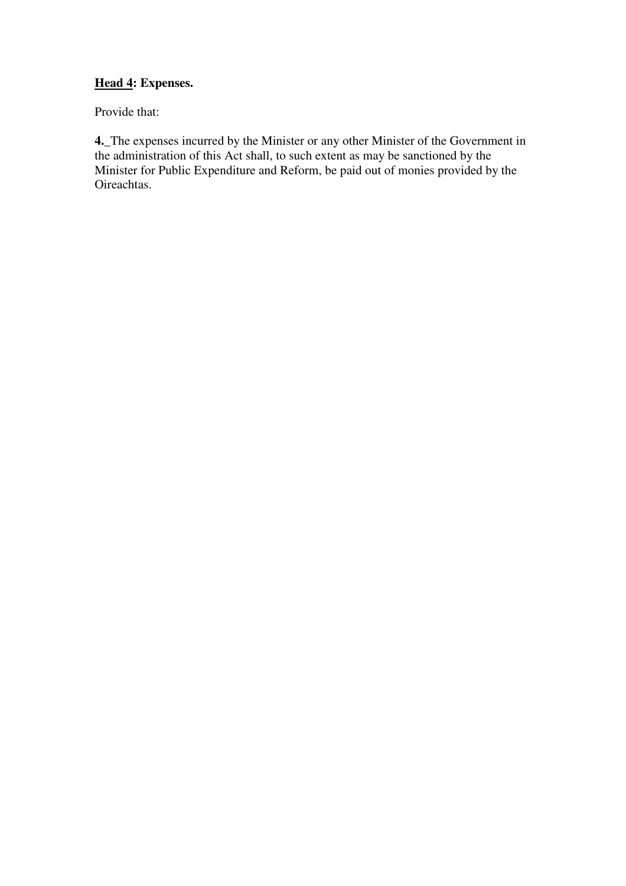**<u>Head 4</u>: Expenses.**

Provide that:

**4.**_The expenses incurred by the Minister or any other Minister of the Government in the administration of this Act shall, to such extent as may be sanctioned by the Minister for Public Expenditure and Reform, be paid out of monies provided by the Oireachtas.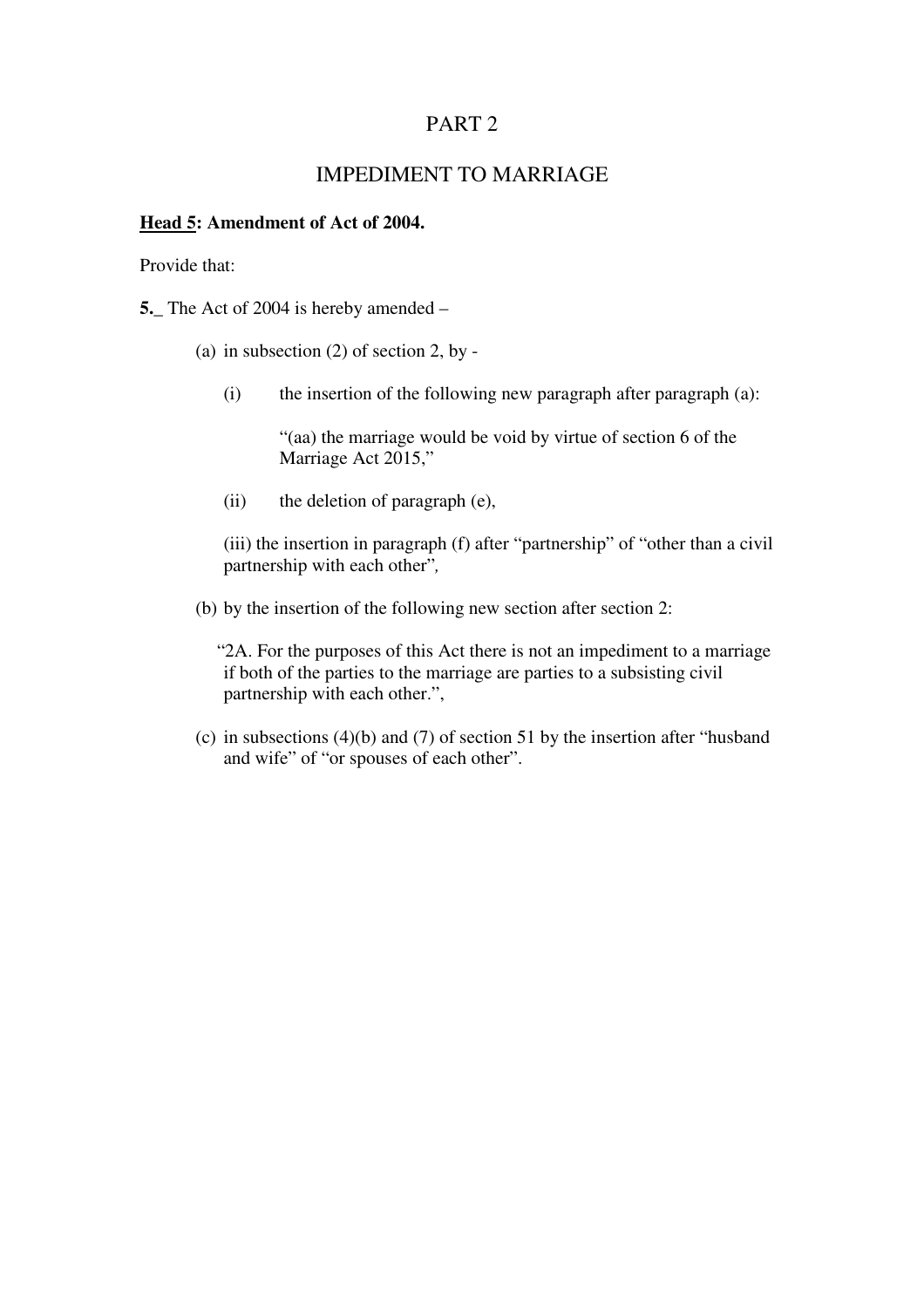# PART 2

## IMPEDIMENT TO MARRIAGE

**<u>Head 5</u>: Amendment of Act of 2004.**

Provide that:

**5.**_ The Act of 2004 is hereby amended –

(a) in subsection (2) of section 2, by -

(i) the insertion of the following new paragraph after paragraph (a):

“(aa) the marriage would be void by virtue of section 6 of the Marriage Act 2015,”

(ii) the deletion of paragraph (e),

(iii) the insertion in paragraph (f) after “partnership” of “other than a civil partnership with each other”,

(b) by the insertion of the following new section after section 2:

“2A. For the purposes of this Act there is not an impediment to a marriage if both of the parties to the marriage are parties to a subsisting civil partnership with each other.”,

(c) in subsections (4)(b) and (7) of section 51 by the insertion after “husband and wife” of “or spouses of each other”.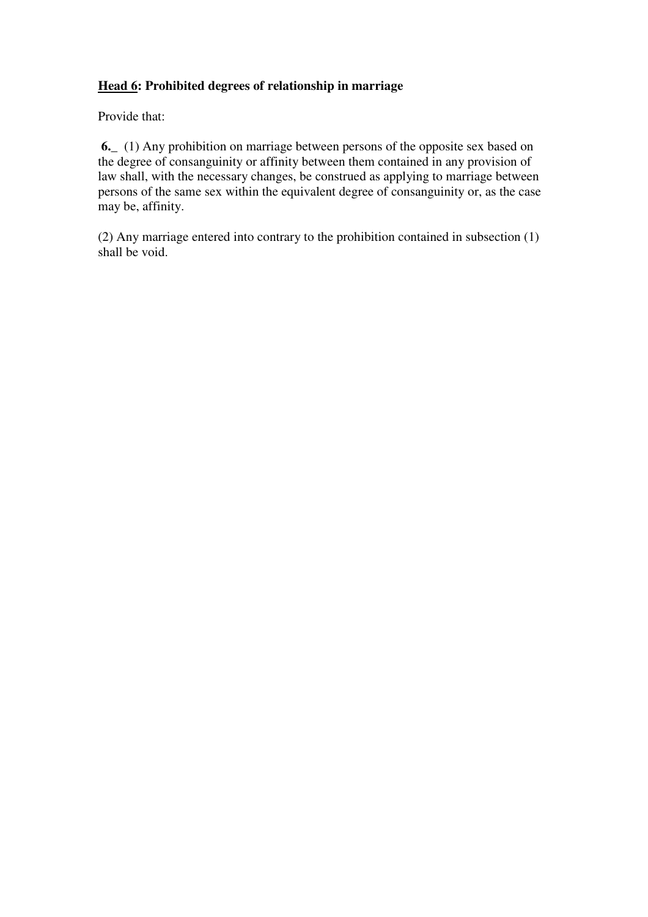**<u>Head 6</u>: Prohibited degrees of relationship in marriage**

Provide that:

**6.**_ (1) Any prohibition on marriage between persons of the opposite sex based on the degree of consanguinity or affinity between them contained in any provision of law shall, with the necessary changes, be construed as applying to marriage between persons of the same sex within the equivalent degree of consanguinity or, as the case may be, affinity.

(2) Any marriage entered into contrary to the prohibition contained in subsection (1) shall be void.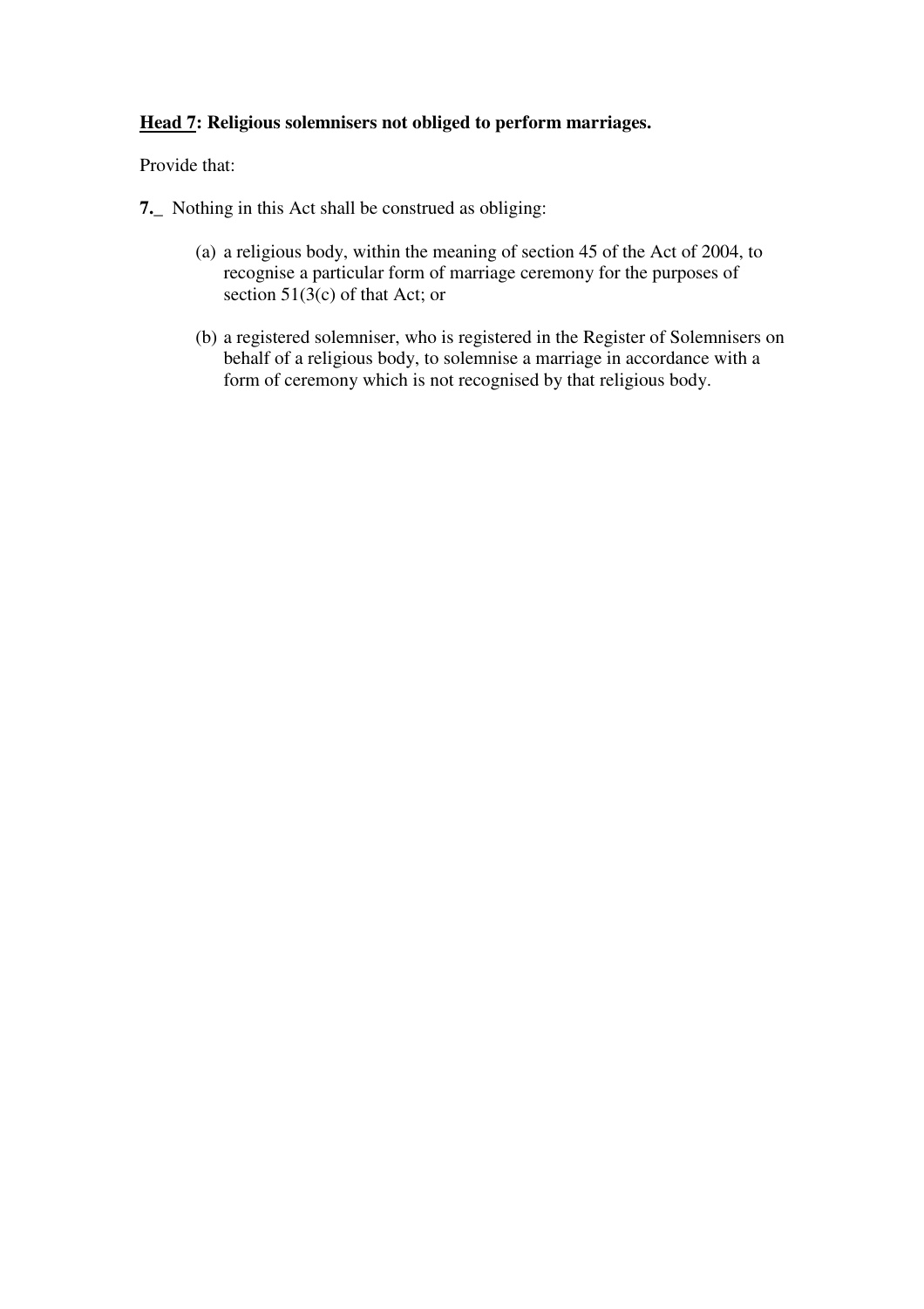**<u>Head 7</u>: Religious solemnisers not obliged to perform marriages.**

Provide that:

**7.**_ Nothing in this Act shall be construed as obliging:

(a) a religious body, within the meaning of section 45 of the Act of 2004, to recognise a particular form of marriage ceremony for the purposes of section 51(3(c) of that Act; or

(b) a registered solemniser, who is registered in the Register of Solemnisers on behalf of a religious body, to solemnise a marriage in accordance with a form of ceremony which is not recognised by that religious body.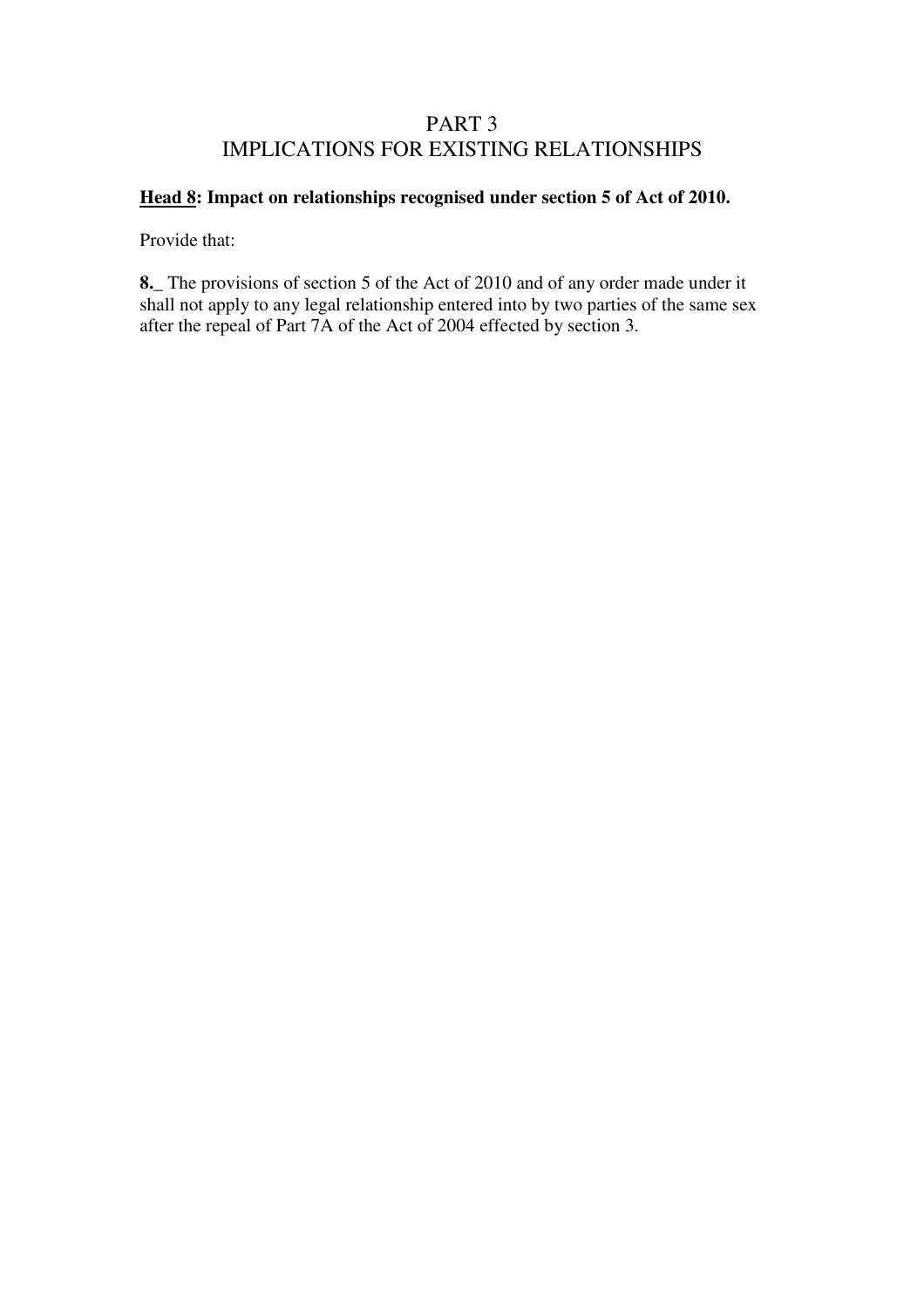# PART 3
# IMPLICATIONS FOR EXISTING RELATIONSHIPS

**Head 8: Impact on relationships recognised under section 5 of Act of 2010.**

Provide that:

**8._** The provisions of section 5 of the Act of 2010 and of any order made under it shall not apply to any legal relationship entered into by two parties of the same sex after the repeal of Part 7A of the Act of 2004 effected by section 3.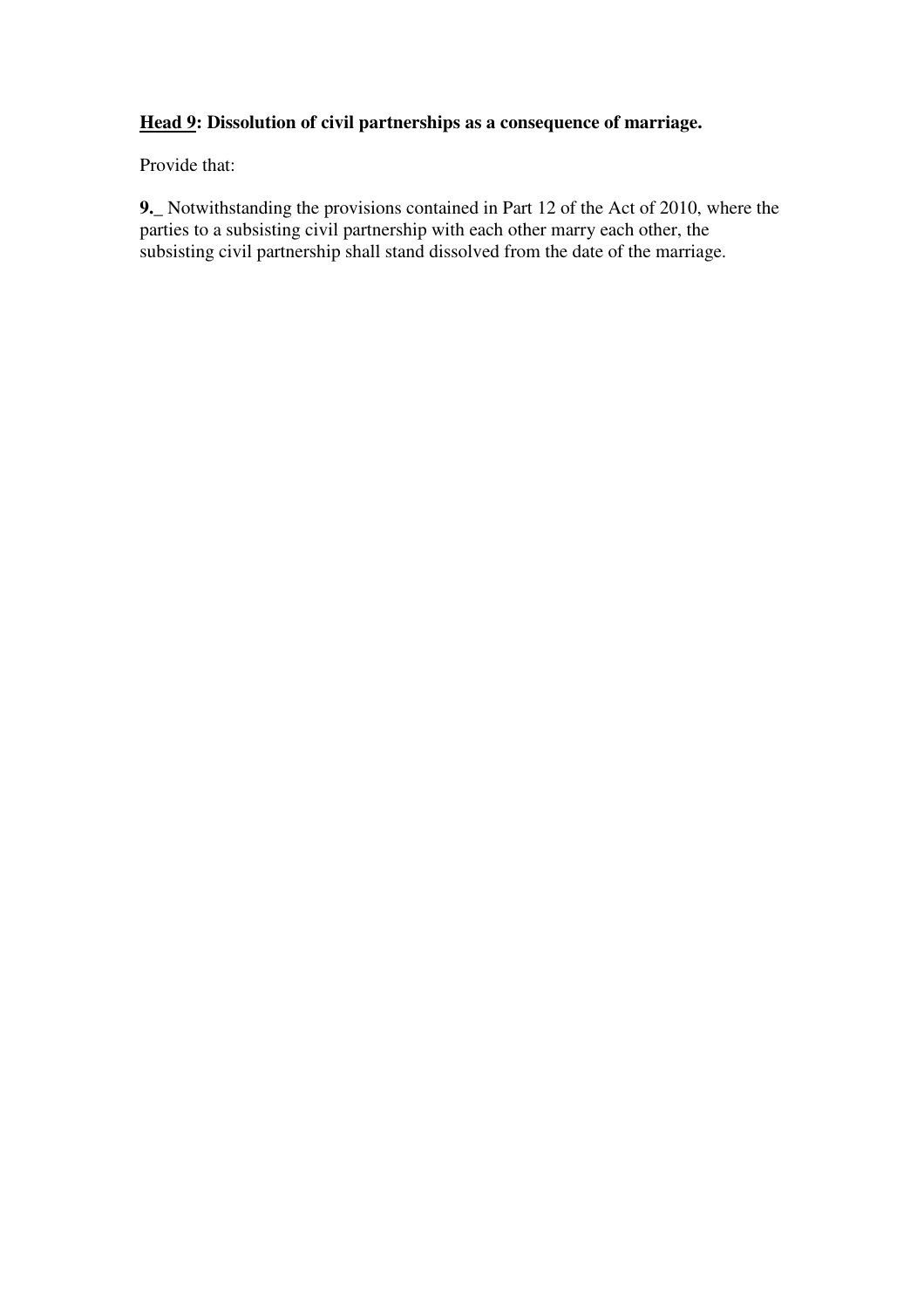**Head 9: Dissolution of civil partnerships as a consequence of marriage.**

Provide that:

**9.**_ Notwithstanding the provisions contained in Part 12 of the Act of 2010, where the parties to a subsisting civil partnership with each other marry each other, the subsisting civil partnership shall stand dissolved from the date of the marriage.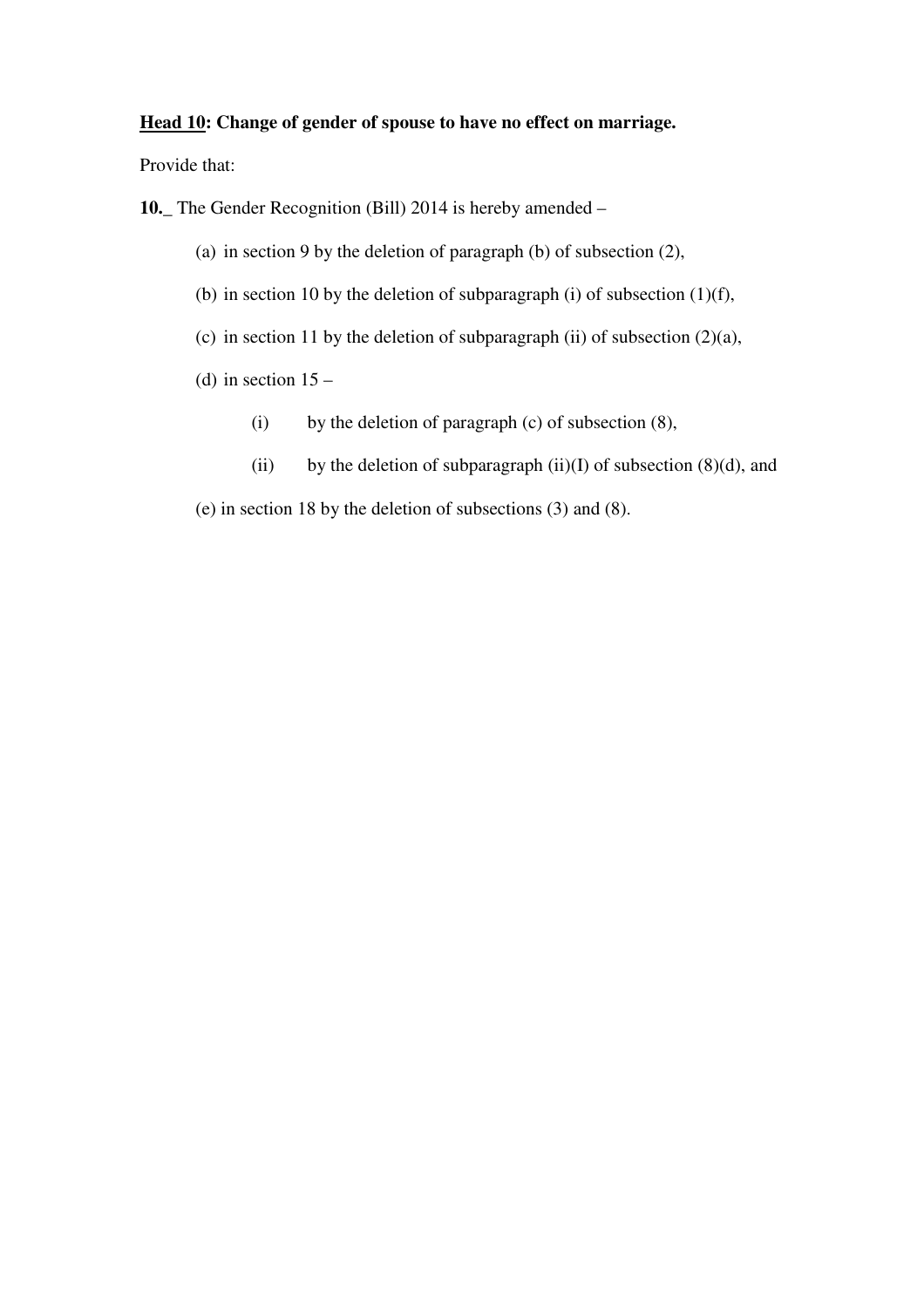**<u>Head 10</u>: Change of gender of spouse to have no effect on marriage.**

Provide that:

**10.**_ The Gender Recognition (Bill) 2014 is hereby amended –

(a) in section 9 by the deletion of paragraph (b) of subsection (2),

(b) in section 10 by the deletion of subparagraph (i) of subsection (1)(f),

(c) in section 11 by the deletion of subparagraph (ii) of subsection (2)(a),

(d) in section 15 –

- (i) by the deletion of paragraph (c) of subsection (8),
- (ii) by the deletion of subparagraph (ii)(I) of subsection (8)(d), and

(e) in section 18 by the deletion of subsections (3) and (8).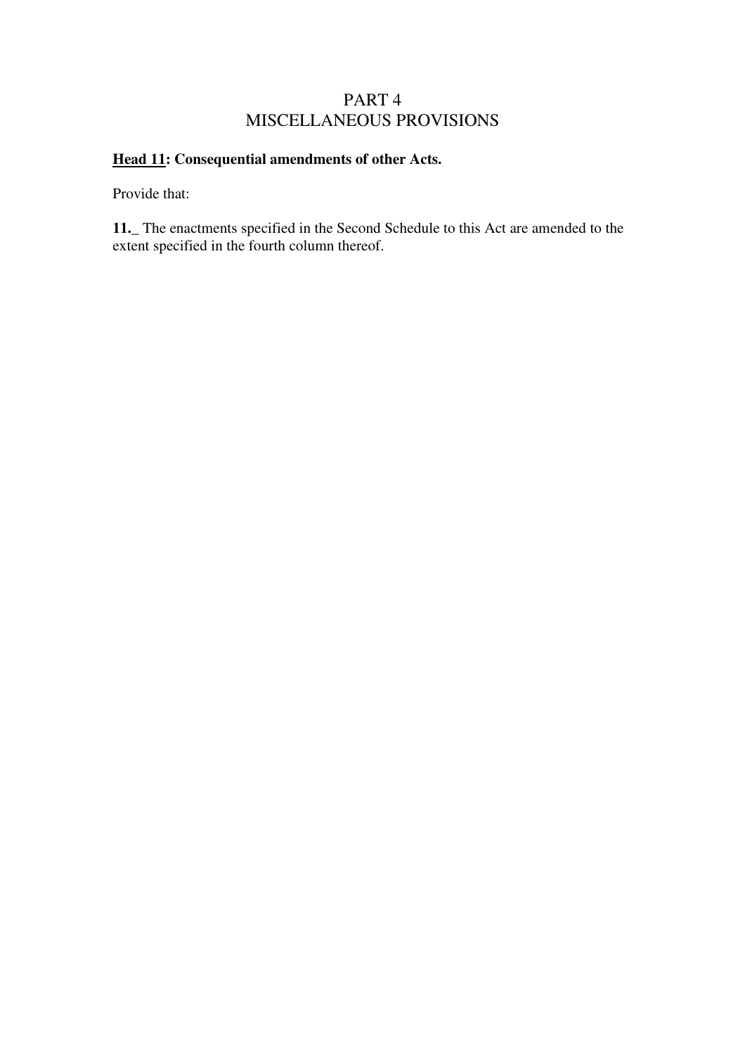# PART 4
# MISCELLANEOUS PROVISIONS

**Head 11: Consequential amendments of other Acts.**

Provide that:

**11.**_ The enactments specified in the Second Schedule to this Act are amended to the extent specified in the fourth column thereof.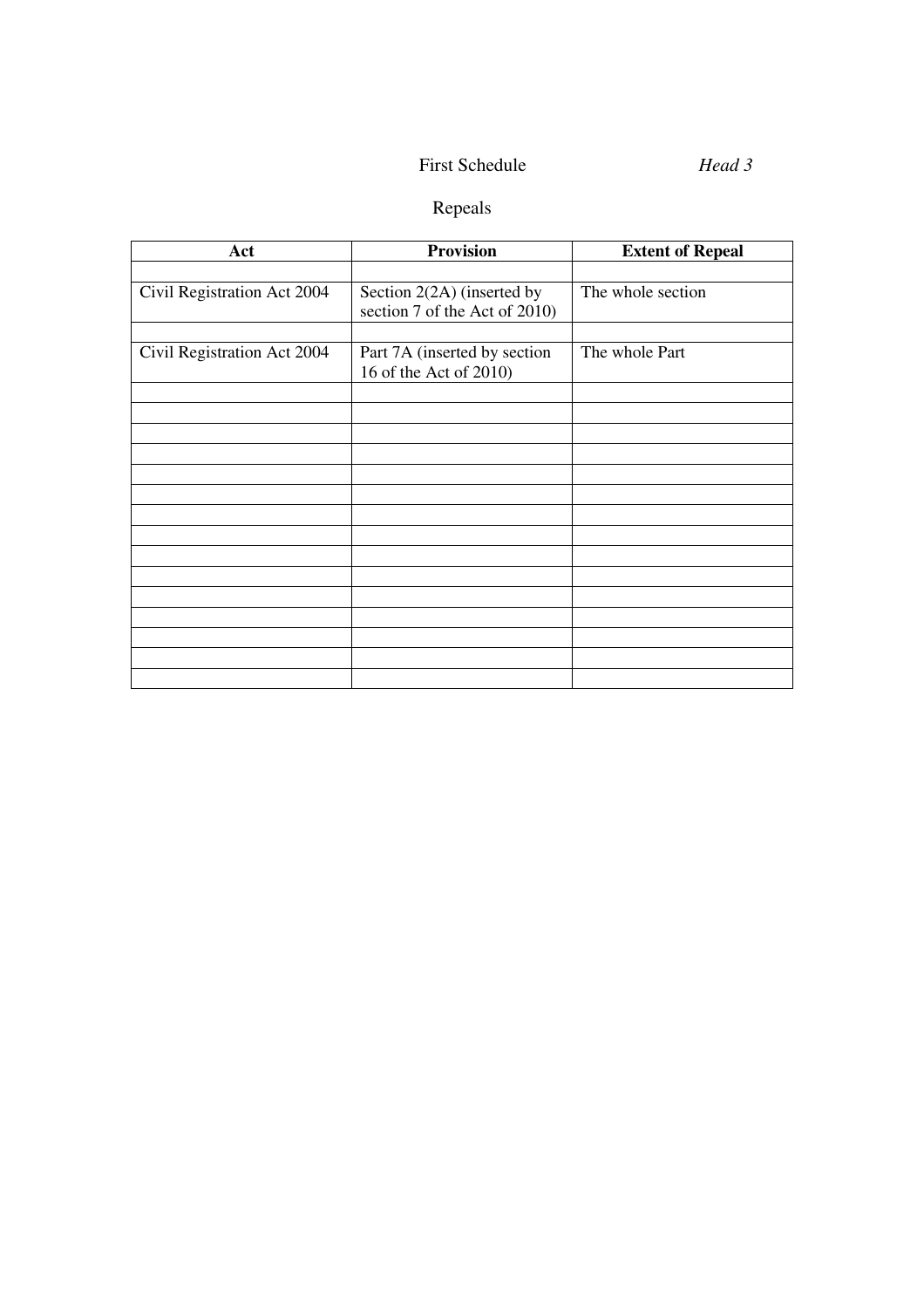First Schedule *Head 3*

Repeals

| Act | Provision | Extent of Repeal |
|---|---|---|
| | | |
| Civil Registration Act 2004 | Section 2(2A) (inserted by section 7 of the Act of 2010) | The whole section |
| | | |
| Civil Registration Act 2004 | Part 7A (inserted by section 16 of the Act of 2010) | The whole Part |
| | | |
| | | |
| | | |
| | | |
| | | |
| | | |
| | | |
| | | |
| | | |
| | | |
| | | |
| | | |
| | | |
| | | |
| | | |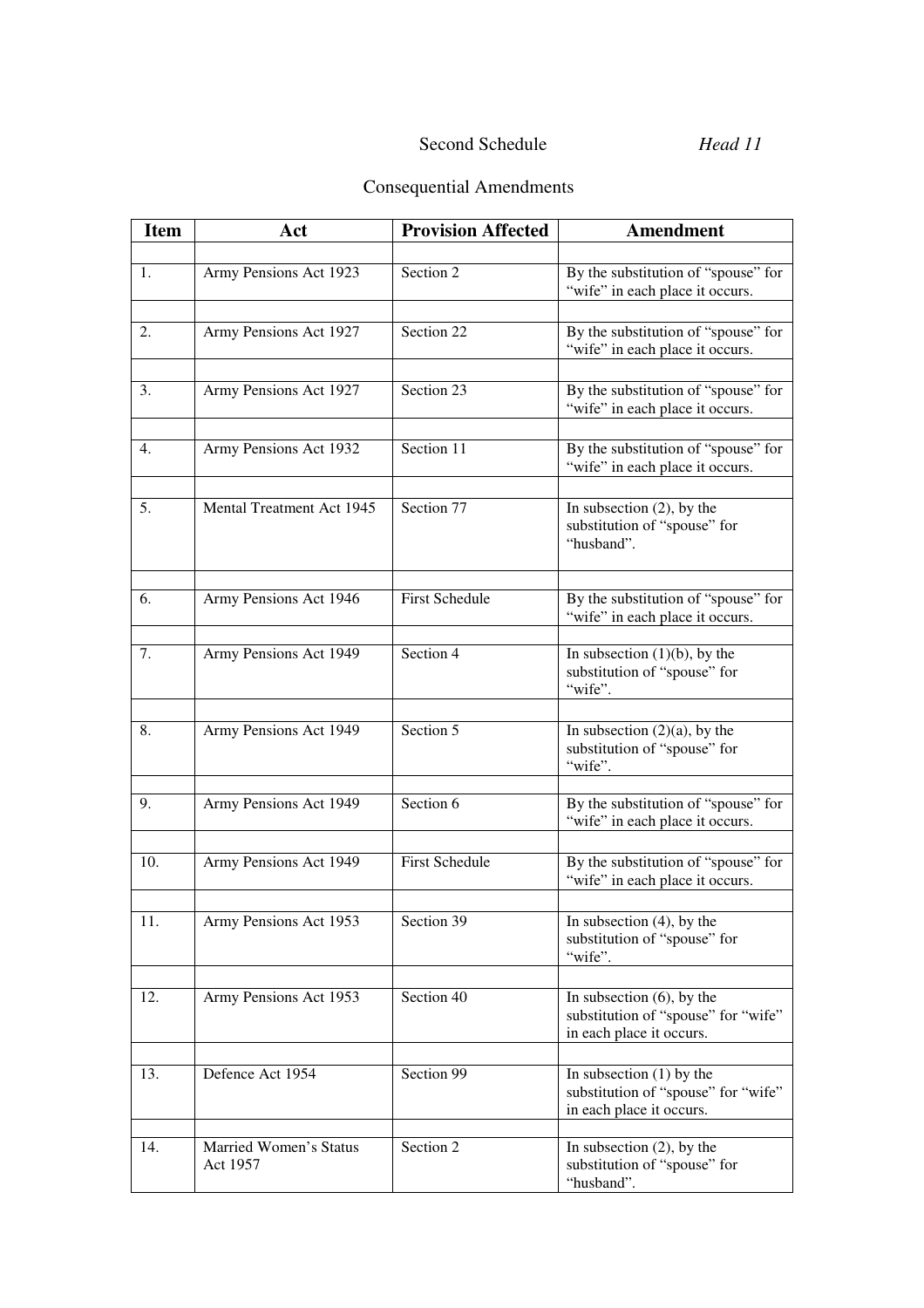Second Schedule *Head 11*

Consequential Amendments

| Item | Act | Provision Affected | Amendment |
|---|---|---|---|
| 1. | Army Pensions Act 1923 | Section 2 | By the substitution of "spouse" for "wife" in each place it occurs. |
| 2. | Army Pensions Act 1927 | Section 22 | By the substitution of "spouse" for "wife" in each place it occurs. |
| 3. | Army Pensions Act 1927 | Section 23 | By the substitution of "spouse" for "wife" in each place it occurs. |
| 4. | Army Pensions Act 1932 | Section 11 | By the substitution of "spouse" for "wife" in each place it occurs. |
| 5. | Mental Treatment Act 1945 | Section 77 | In subsection (2), by the substitution of "spouse" for "husband". |
| 6. | Army Pensions Act 1946 | First Schedule | By the substitution of "spouse" for "wife" in each place it occurs. |
| 7. | Army Pensions Act 1949 | Section 4 | In subsection (1)(b), by the substitution of "spouse" for "wife". |
| 8. | Army Pensions Act 1949 | Section 5 | In subsection (2)(a), by the substitution of "spouse" for "wife". |
| 9. | Army Pensions Act 1949 | Section 6 | By the substitution of "spouse" for "wife" in each place it occurs. |
| 10. | Army Pensions Act 1949 | First Schedule | By the substitution of "spouse" for "wife" in each place it occurs. |
| 11. | Army Pensions Act 1953 | Section 39 | In subsection (4), by the substitution of "spouse" for "wife". |
| 12. | Army Pensions Act 1953 | Section 40 | In subsection (6), by the substitution of "spouse" for "wife" in each place it occurs. |
| 13. | Defence Act 1954 | Section 99 | In subsection (1) by the substitution of "spouse" for "wife" in each place it occurs. |
| 14. | Married Women's Status Act 1957 | Section 2 | In subsection (2), by the substitution of "spouse" for "husband". |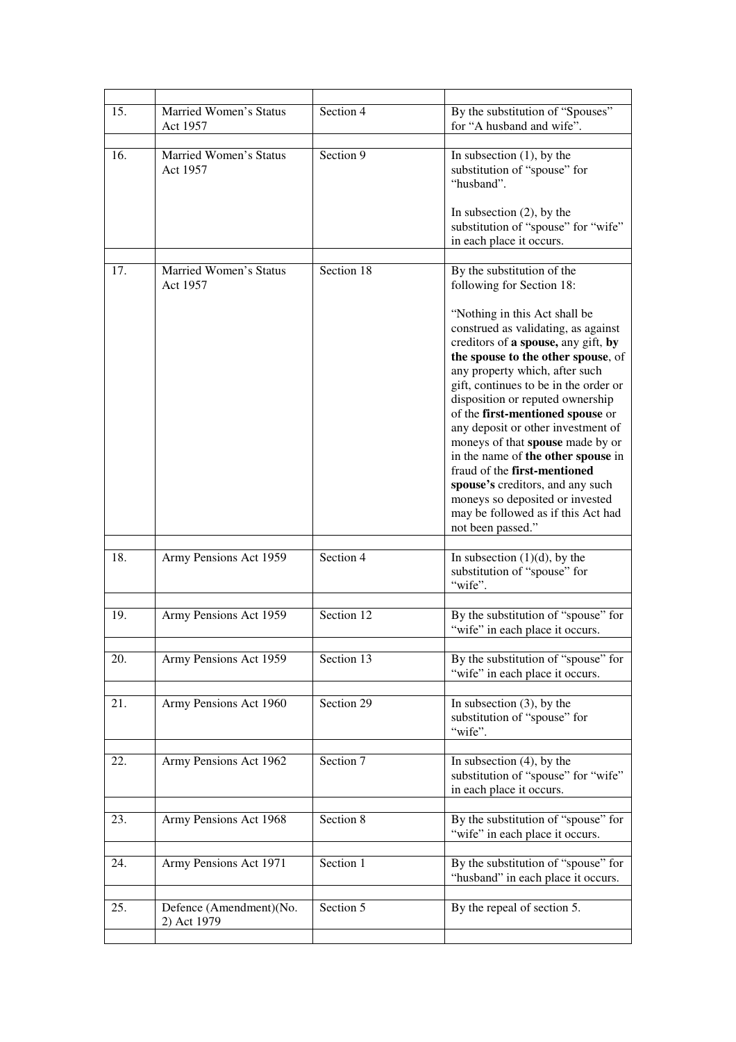| | | | |
|---|---|---|---|
| 15. | Married Women's Status Act 1957 | Section 4 | By the substitution of "Spouses" for "A husband and wife". |
| 16. | Married Women's Status Act 1957 | Section 9 | In subsection (1), by the substitution of "spouse" for "husband".<br><br>In subsection (2), by the substitution of "spouse" for "wife" in each place it occurs. |
| 17. | Married Women's Status Act 1957 | Section 18 | By the substitution of the following for Section 18:<br><br>"Nothing in this Act shall be construed as validating, as against creditors of **a spouse,** any gift, **by the spouse to the other spouse**, of any property which, after such gift, continues to be in the order or disposition or reputed ownership of the **first-mentioned spouse** or any deposit or other investment of moneys of that **spouse** made by or in the name of **the other spouse** in fraud of the **first-mentioned spouse's** creditors, and any such moneys so deposited or invested may be followed as if this Act had not been passed." |
| 18. | Army Pensions Act 1959 | Section 4 | In subsection (1)(d), by the substitution of "spouse" for "wife". |
| 19. | Army Pensions Act 1959 | Section 12 | By the substitution of "spouse" for "wife" in each place it occurs. |
| 20. | Army Pensions Act 1959 | Section 13 | By the substitution of "spouse" for "wife" in each place it occurs. |
| 21. | Army Pensions Act 1960 | Section 29 | In subsection (3), by the substitution of "spouse" for "wife". |
| 22. | Army Pensions Act 1962 | Section 7 | In subsection (4), by the substitution of "spouse" for "wife" in each place it occurs. |
| 23. | Army Pensions Act 1968 | Section 8 | By the substitution of "spouse" for "wife" in each place it occurs. |
| 24. | Army Pensions Act 1971 | Section 1 | By the substitution of "spouse" for "husband" in each place it occurs. |
| 25. | Defence (Amendment)(No. 2) Act 1979 | Section 5 | By the repeal of section 5. |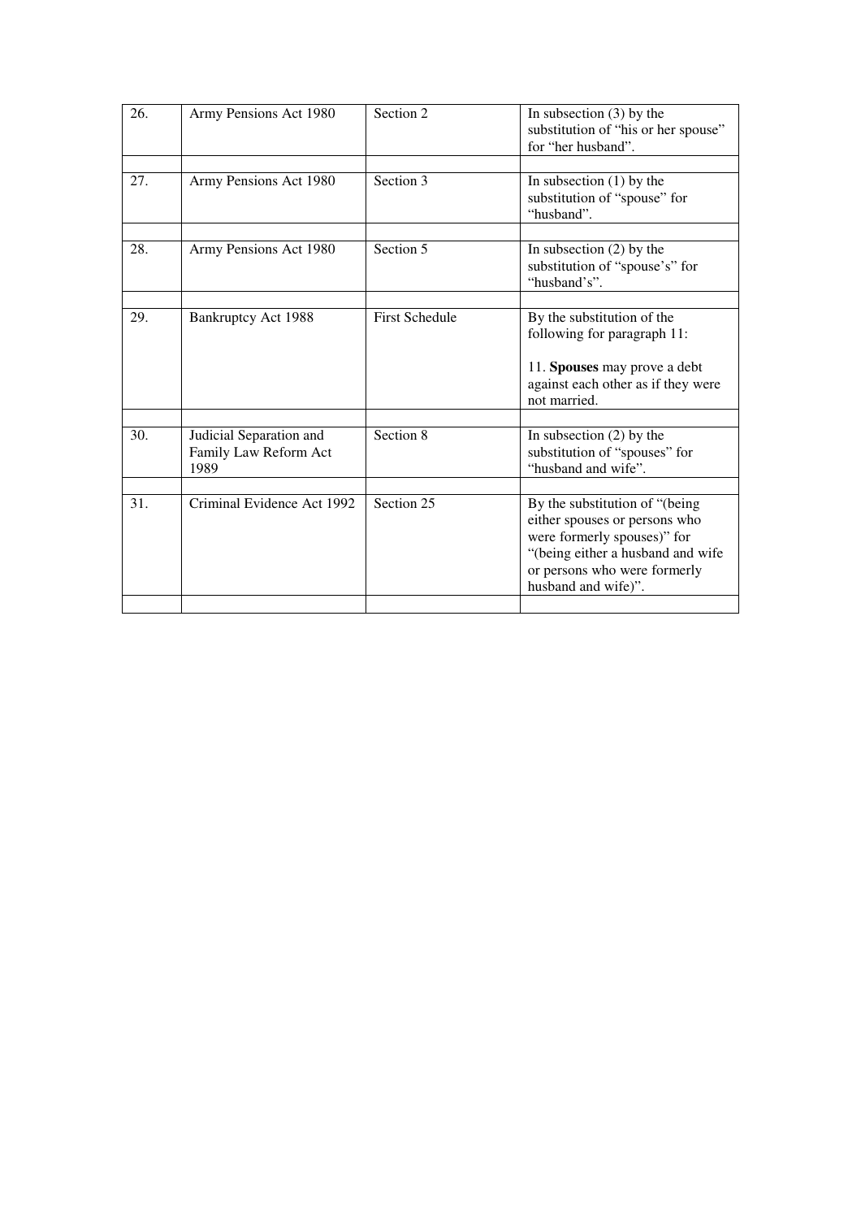| | | | |
|---|---|---|---|
| 26. | Army Pensions Act 1980 | Section 2 | In subsection (3) by the substitution of "his or her spouse" for "her husband". |
| | | | |
| 27. | Army Pensions Act 1980 | Section 3 | In subsection (1) by the substitution of "spouse" for "husband". |
| | | | |
| 28. | Army Pensions Act 1980 | Section 5 | In subsection (2) by the substitution of "spouse's" for "husband's". |
| | | | |
| 29. | Bankruptcy Act 1988 | First Schedule | By the substitution of the following for paragraph 11:<br><br>11. **Spouses** may prove a debt against each other as if they were not married. |
| | | | |
| 30. | Judicial Separation and Family Law Reform Act 1989 | Section 8 | In subsection (2) by the substitution of "spouses" for "husband and wife". |
| | | | |
| 31. | Criminal Evidence Act 1992 | Section 25 | By the substitution of "(being either spouses or persons who were formerly spouses)" for "(being either a husband and wife or persons who were formerly husband and wife)". |
| | | | |